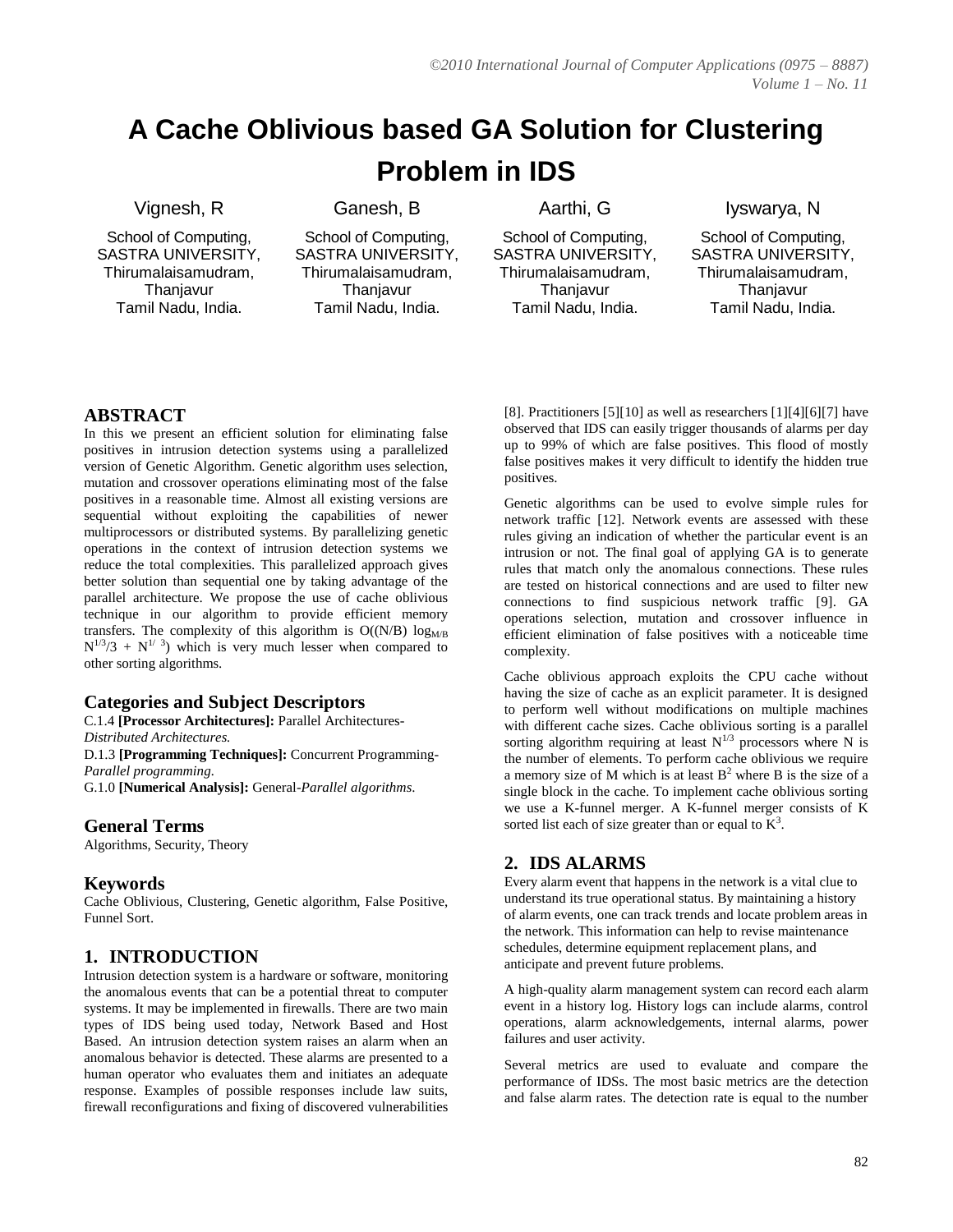# A Cache Oblivious based GA Solution for Clustering Problem in IDS

Vignesh, R
School of Computing, SASTRA UNIVERSITY, Thirumalaisamudram, Thanjavur
Tamil Nadu, India.

Ganesh, B
School of Computing, SASTRA UNIVERSITY, Thirumalaisamudram, Thanjavur
Tamil Nadu, India.

Aarthi, G
School of Computing, SASTRA UNIVERSITY, Thirumalaisamudram, Thanjavur
Tamil Nadu, India.

Iyswarya, N
School of Computing, SASTRA UNIVERSITY, Thirumalaisamudram, Thanjavur
Tamil Nadu, India.

## ABSTRACT

In this we present an efficient solution for eliminating false positives in intrusion detection systems using a parallelized version of Genetic Algorithm. Genetic algorithm uses selection, mutation and crossover operations eliminating most of the false positives in a reasonable time. Almost all existing versions are sequential without exploiting the capabilities of newer multiprocessors or distributed systems. By parallelizing genetic operations in the context of intrusion detection systems we reduce the total complexities. This parallelized approach gives better solution than sequential one by taking advantage of the parallel architecture. We propose the use of cache oblivious technique in our algorithm to provide efficient memory transfers. The complexity of this algorithm is $O((N/B) \log_{M/B} N^{1/3}/3 + N^{1/3})$ which is very much lesser when compared to other sorting algorithms.

### Categories and Subject Descriptors

C.1.4 **[Processor Architectures]:** Parallel Architectures-*Distributed Architectures.*
D.1.3 **[Programming Techniques]:** Concurrent Programming-*Parallel programming.*
G.1.0 **[Numerical Analysis]:** General-*Parallel algorithms.*

### General Terms

Algorithms, Security, Theory

### Keywords

Cache Oblivious, Clustering, Genetic algorithm, False Positive, Funnel Sort.

## 1. INTRODUCTION

Intrusion detection system is a hardware or software, monitoring the anomalous events that can be a potential threat to computer systems. It may be implemented in firewalls. There are two main types of IDS being used today, Network Based and Host Based. An intrusion detection system raises an alarm when an anomalous behavior is detected. These alarms are presented to a human operator who evaluates them and initiates an adequate response. Examples of possible responses include law suits, firewall reconfigurations and fixing of discovered vulnerabilities [8]. Practitioners [5][10] as well as researchers [1][4][6][7] have observed that IDS can easily trigger thousands of alarms per day up to 99% of which are false positives. This flood of mostly false positives makes it very difficult to identify the hidden true positives.

Genetic algorithms can be used to evolve simple rules for network traffic [12]. Network events are assessed with these rules giving an indication of whether the particular event is an intrusion or not. The final goal of applying GA is to generate rules that match only the anomalous connections. These rules are tested on historical connections and are used to filter new connections to find suspicious network traffic [9]. GA operations selection, mutation and crossover influence in efficient elimination of false positives with a noticeable time complexity.

Cache oblivious approach exploits the CPU cache without having the size of cache as an explicit parameter. It is designed to perform well without modifications on multiple machines with different cache sizes. Cache oblivious sorting is a parallel sorting algorithm requiring at least $N^{1/3}$ processors where N is the number of elements. To perform cache oblivious we require a memory size of M which is at least $B^2$ where B is the size of a single block in the cache. To implement cache oblivious sorting we use a K-funnel merger. A K-funnel merger consists of K sorted list each of size greater than or equal to $K^3$.

## 2. IDS ALARMS

Every alarm event that happens in the network is a vital clue to understand its true operational status. By maintaining a history of alarm events, one can track trends and locate problem areas in the network. This information can help to revise maintenance schedules, determine equipment replacement plans, and anticipate and prevent future problems.

A high-quality alarm management system can record each alarm event in a history log. History logs can include alarms, control operations, alarm acknowledgements, internal alarms, power failures and user activity.

Several metrics are used to evaluate and compare the performance of IDSs. The most basic metrics are the detection and false alarm rates. The detection rate is equal to the number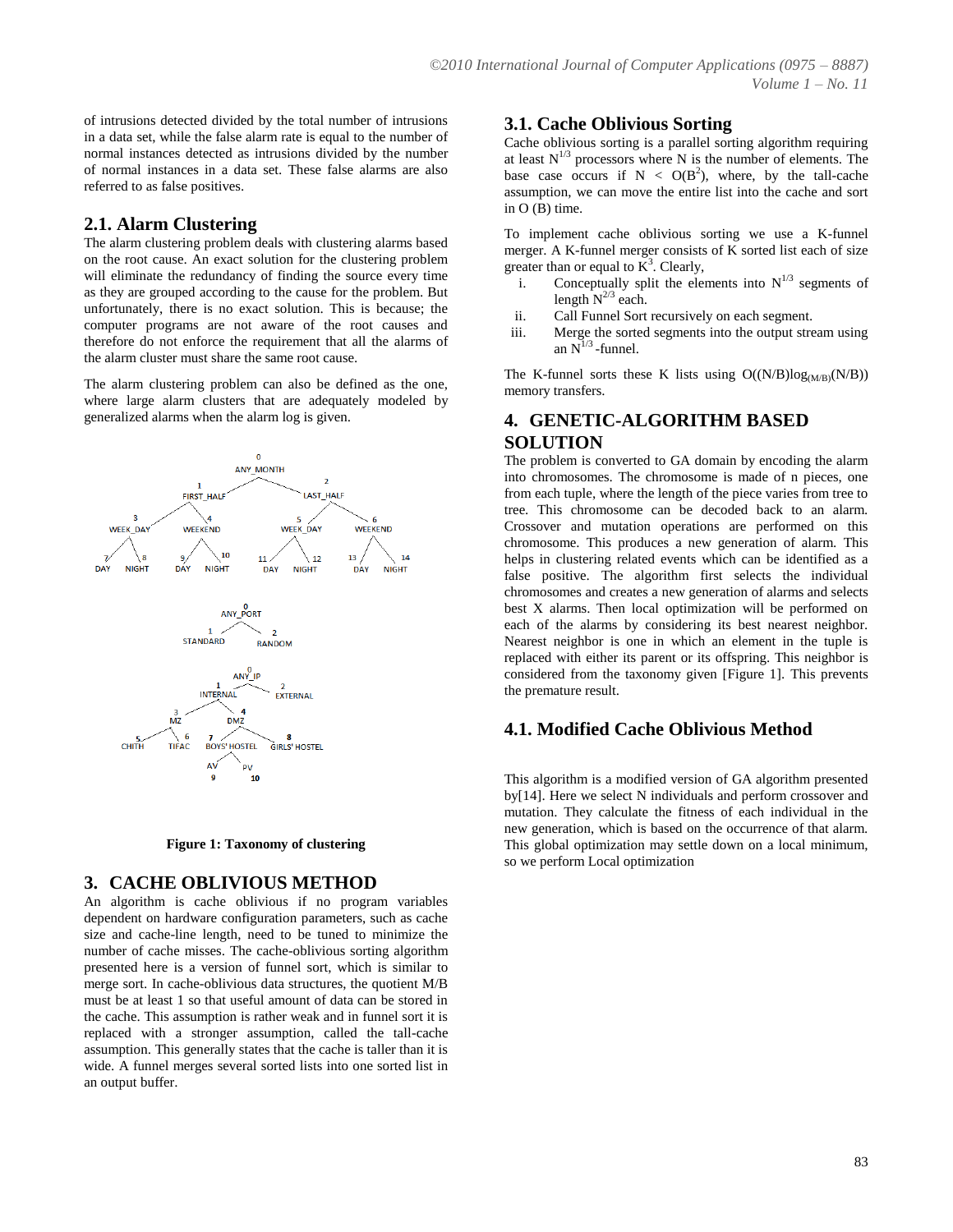of intrusions detected divided by the total number of intrusions in a data set, while the false alarm rate is equal to the number of normal instances detected as intrusions divided by the number of normal instances in a data set. These false alarms are also referred to as false positives.

## 2.1. Alarm Clustering

The alarm clustering problem deals with clustering alarms based on the root cause. An exact solution for the clustering problem will eliminate the redundancy of finding the source every time as they are grouped according to the cause for the problem. But unfortunately, there is no exact solution. This is because; the computer programs are not aware of the root causes and therefore do not enforce the requirement that all the alarms of the alarm cluster must share the same root cause.

The alarm clustering problem can also be defined as the one, where large alarm clusters that are adequately modeled by generalized alarms when the alarm log is given.

**Figure 1: Taxonomy of clustering**

# 3. CACHE OBLIVIOUS METHOD

An algorithm is cache oblivious if no program variables dependent on hardware configuration parameters, such as cache size and cache-line length, need to be tuned to minimize the number of cache misses. The cache-oblivious sorting algorithm presented here is a version of funnel sort, which is similar to merge sort. In cache-oblivious data structures, the quotient M/B must be at least 1 so that useful amount of data can be stored in the cache. This assumption is rather weak and in funnel sort it is replaced with a stronger assumption, called the tall-cache assumption. This generally states that the cache is taller than it is wide. A funnel merges several sorted lists into one sorted list in an output buffer.

## 3.1. Cache Oblivious Sorting

Cache oblivious sorting is a parallel sorting algorithm requiring at least $N^{1/3}$ processors where N is the number of elements. The base case occurs if $N < O(B^2)$, where, by the tall-cache assumption, we can move the entire list into the cache and sort in O (B) time.

To implement cache oblivious sorting we use a K-funnel merger. A K-funnel merger consists of K sorted list each of size greater than or equal to $K^3$. Clearly,

i. Conceptually split the elements into $N^{1/3}$ segments of length $N^{2/3}$ each.
ii. Call Funnel Sort recursively on each segment.
iii. Merge the sorted segments into the output stream using an $N^{1/3}$ -funnel.

The K-funnel sorts these K lists using $O((N/B)\log_{(M/B)}(N/B))$ memory transfers.

# 4. GENETIC-ALGORITHM BASED SOLUTION

The problem is converted to GA domain by encoding the alarm into chromosomes. The chromosome is made of n pieces, one from each tuple, where the length of the piece varies from tree to tree. This chromosome can be decoded back to an alarm. Crossover and mutation operations are performed on this chromosome. This produces a new generation of alarm. This helps in clustering related events which can be identified as a false positive. The algorithm first selects the individual chromosomes and creates a new generation of alarms and selects best X alarms. Then local optimization will be performed on each of the alarms by considering its best nearest neighbor. Nearest neighbor is one in which an element in the tuple is replaced with either its parent or its offspring. This neighbor is considered from the taxonomy given [Figure 1]. This prevents the premature result.

## 4.1. Modified Cache Oblivious Method

This algorithm is a modified version of GA algorithm presented by[14]. Here we select N individuals and perform crossover and mutation. They calculate the fitness of each individual in the new generation, which is based on the occurrence of that alarm. This global optimization may settle down on a local minimum, so we perform Local optimization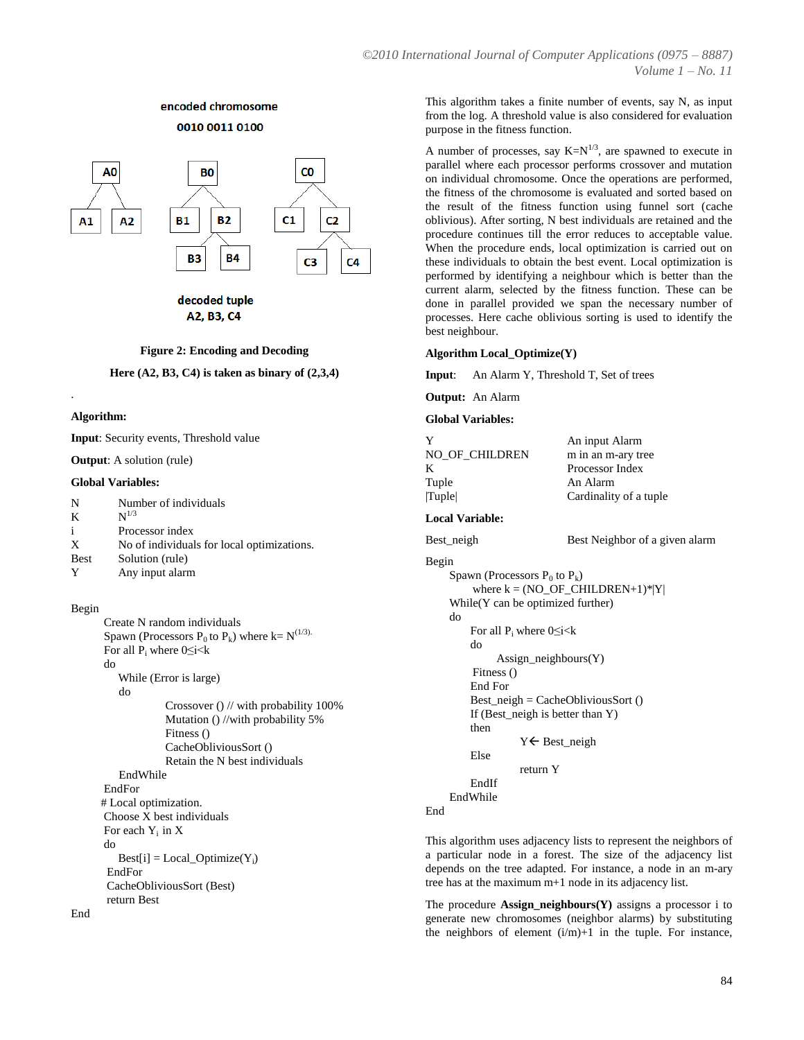encoded chromosome

0010 0011 0100

decoded tuple

A2, B3, C4

**Figure 2: Encoding and Decoding**

**Here (A2, B3, C4) is taken as binary of (2,3,4)**

.

**Algorithm:**

**Input**: Security events, Threshold value

**Output**: A solution (rule)

**Global Variables:**

| | |
|---|---|
| N | Number of individuals |
| K | $N^{1/3}$ |
| i | Processor index |
| X | No of individuals for local optimizations. |
| Best | Solution (rule) |
| Y | Any input alarm |

```
Begin
        Create N random individuals
        Spawn (Processors P0 to Pk) where k= N^(1/3).
        For all Pi where 0≤i<k
        do
            While (Error is large)
            do
                        Crossover () // with probability 100%
                        Mutation () //with probability 5%
                        Fitness ()
                        CacheObliviousSort ()
                        Retain the N best individuals
            EndWhile
        EndFor
       # Local optimization.
        Choose X best individuals
        For each Yi in X
        do
            Best[i] = Local_Optimize(Yi)
         EndFor
         CacheObliviousSort (Best)
         return Best
End
```

This algorithm takes a finite number of events, say N, as input from the log. A threshold value is also considered for evaluation purpose in the fitness function.

A number of processes, say $K=N^{1/3}$, are spawned to execute in parallel where each processor performs crossover and mutation on individual chromosome. Once the operations are performed, the fitness of the chromosome is evaluated and sorted based on the result of the fitness function using funnel sort (cache oblivious). After sorting, N best individuals are retained and the procedure continues till the error reduces to acceptable value. When the procedure ends, local optimization is carried out on these individuals to obtain the best event. Local optimization is performed by identifying a neighbour which is better than the current alarm, selected by the fitness function. These can be done in parallel provided we span the necessary number of processes. Here cache oblivious sorting is used to identify the best neighbour.

**Algorithm Local_Optimize(Y)**

**Input**: An Alarm Y, Threshold T, Set of trees

**Output:** An Alarm

**Global Variables:**

| | |
|---|---|
| Y | An input Alarm |
| NO_OF_CHILDREN | m in an m-ary tree |
| K | Processor Index |
| Tuple | An Alarm |
| \|Tuple\| | Cardinality of a tuple |

**Local Variable:**

| | |
|---|---|
| Best_neigh | Best Neighbor of a given alarm |

```
Begin
     Spawn (Processors P0 to Pk)
          where k = (NO_OF_CHILDREN+1)*|Y|
     While(Y can be optimized further)
     do
          For all Pi where 0≤i<k
          do
               Assign_neighbours(Y)
           Fitness ()
          End For
          Best_neigh = CacheObliviousSort ()
          If (Best_neigh is better than Y)
          then
                    Y← Best_neigh
          Else
                    return Y
          EndIf
     EndWhile
End
```

This algorithm uses adjacency lists to represent the neighbors of a particular node in a forest. The size of the adjacency list depends on the tree adapted. For instance, a node in an m-ary tree has at the maximum m+1 node in its adjacency list.

The procedure **Assign_neighbours(Y)** assigns a processor i to generate new chromosomes (neighbor alarms) by substituting the neighbors of element (i/m)+1 in the tuple. For instance,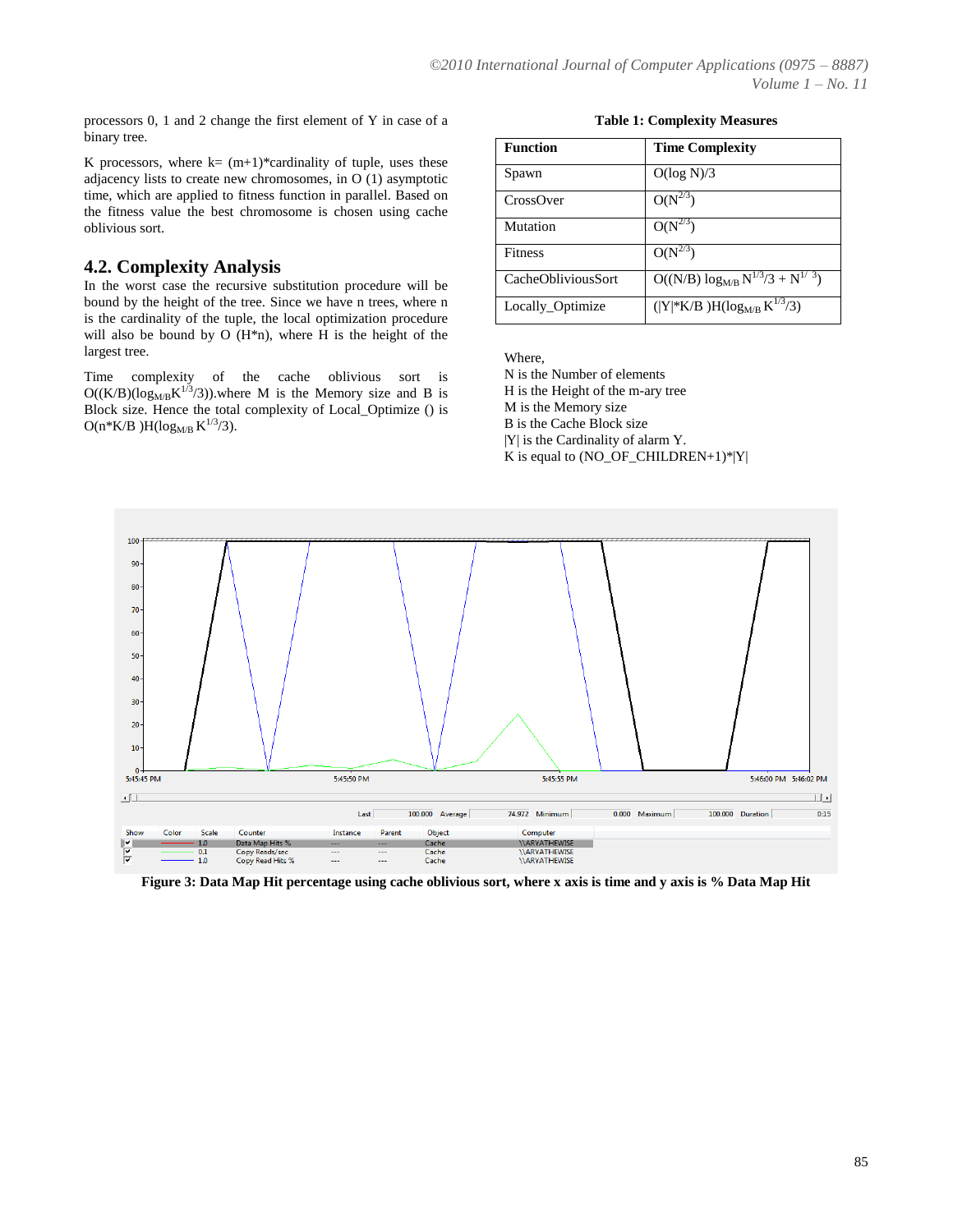processors 0, 1 and 2 change the first element of Y in case of a binary tree.

K processors, where k= (m+1)*cardinality of tuple, uses these adjacency lists to create new chromosomes, in O (1) asymptotic time, which are applied to fitness function in parallel. Based on the fitness value the best chromosome is chosen using cache oblivious sort.

## 4.2. Complexity Analysis

In the worst case the recursive substitution procedure will be bound by the height of the tree. Since we have n trees, where n is the cardinality of the tuple, the local optimization procedure will also be bound by O (H*n), where H is the height of the largest tree.

Time complexity of the cache oblivious sort is $O((K/B)(\log_{M/B}K^{1/3}/3))$.where M is the Memory size and B is Block size. Hence the total complexity of Local_Optimize () is $O(n*K/B\ )H(\log_{M/B} K^{1/3}/3)$.

**Table 1: Complexity Measures**

| Function | Time Complexity |
|---|---|
| Spawn | $O(\log N)/3$ |
| CrossOver | $O(N^{2/3})$ |
| Mutation | $O(N^{2/3})$ |
| Fitness | $O(N^{2/3})$ |
| CacheObliviousSort | $O((N/B)\log_{M/B} N^{1/3}/3 + N^{1/3})$ |
| Locally_Optimize | $(\|Y\|*K/B\ )H(\log_{M/B} K^{1/3}/3)$ |

Where,
N is the Number of elements
H is the Height of the m-ary tree
M is the Memory size
B is the Cache Block size
|Y| is the Cardinality of alarm Y.
K is equal to (NO_OF_CHILDREN+1)*|Y|

**Figure 3: Data Map Hit percentage using cache oblivious sort, where x axis is time and y axis is % Data Map Hit**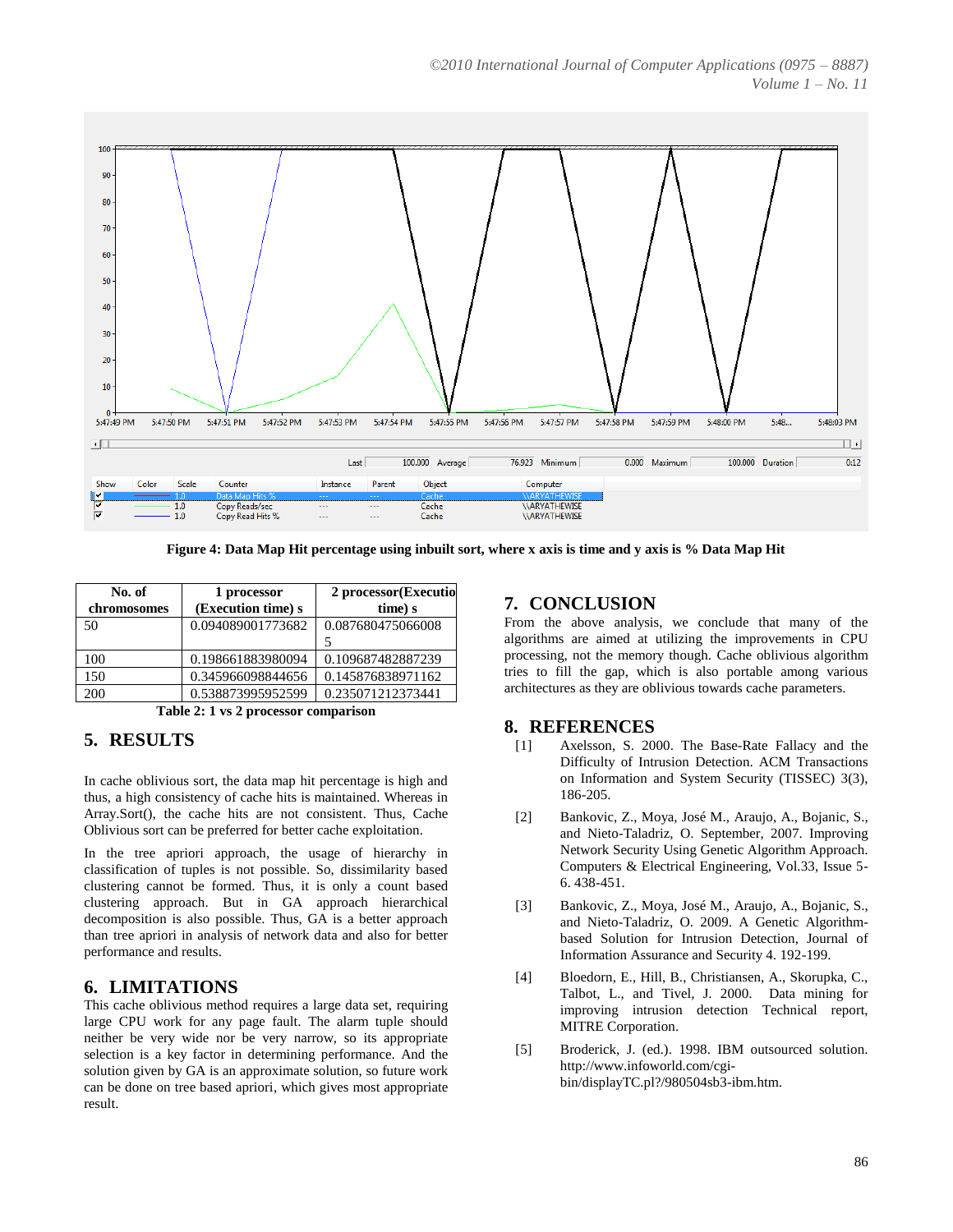Figure 4: Data Map Hit percentage using inbuilt sort, where x axis is time and y axis is % Data Map Hit

| No. of chromosomes | 1 processor (Execution time) s | 2 processor(Execution time) s |
|---|---|---|
| 50 | 0.094089001773682 | 0.0876804750660085 |
| 100 | 0.198661883980094 | 0.109687482887239 |
| 150 | 0.345966098844656 | 0.145876838971162 |
| 200 | 0.538873995952599 | 0.235071212373441 |

Table 2: 1 vs 2 processor comparison

## 5. RESULTS

In cache oblivious sort, the data map hit percentage is high and thus, a high consistency of cache hits is maintained. Whereas in Array.Sort(), the cache hits are not consistent. Thus, Cache Oblivious sort can be preferred for better cache exploitation.

In the tree apriori approach, the usage of hierarchy in classification of tuples is not possible. So, dissimilarity based clustering cannot be formed. Thus, it is only a count based clustering approach. But in GA approach hierarchical decomposition is also possible. Thus, GA is a better approach than tree apriori in analysis of network data and also for better performance and results.

## 6. LIMITATIONS

This cache oblivious method requires a large data set, requiring large CPU work for any page fault. The alarm tuple should neither be very wide nor be very narrow, so its appropriate selection is a key factor in determining performance. And the solution given by GA is an approximate solution, so future work can be done on tree based apriori, which gives most appropriate result.

## 7. CONCLUSION

From the above analysis, we conclude that many of the algorithms are aimed at utilizing the improvements in CPU processing, not the memory though. Cache oblivious algorithm tries to fill the gap, which is also portable among various architectures as they are oblivious towards cache parameters.

## 8. REFERENCES

[1] Axelsson, S. 2000. The Base-Rate Fallacy and the Difficulty of Intrusion Detection. ACM Transactions on Information and System Security (TISSEC) 3(3), 186-205.

[2] Bankovic, Z., Moya, José M., Araujo, A., Bojanic, S., and Nieto-Taladriz, O. September, 2007. Improving Network Security Using Genetic Algorithm Approach. Computers & Electrical Engineering, Vol.33, Issue 5-6. 438-451.

[3] Bankovic, Z., Moya, José M., Araujo, A., Bojanic, S., and Nieto-Taladriz, O. 2009. A Genetic Algorithm-based Solution for Intrusion Detection, Journal of Information Assurance and Security 4. 192-199.

[4] Bloedorn, E., Hill, B., Christiansen, A., Skorupka, C., Talbot, L., and Tivel, J. 2000. Data mining for improving intrusion detection Technical report, MITRE Corporation.

[5] Broderick, J. (ed.). 1998. IBM outsourced solution. http://www.infoworld.com/cgi-bin/displayTC.pl?/980504sb3-ibm.htm.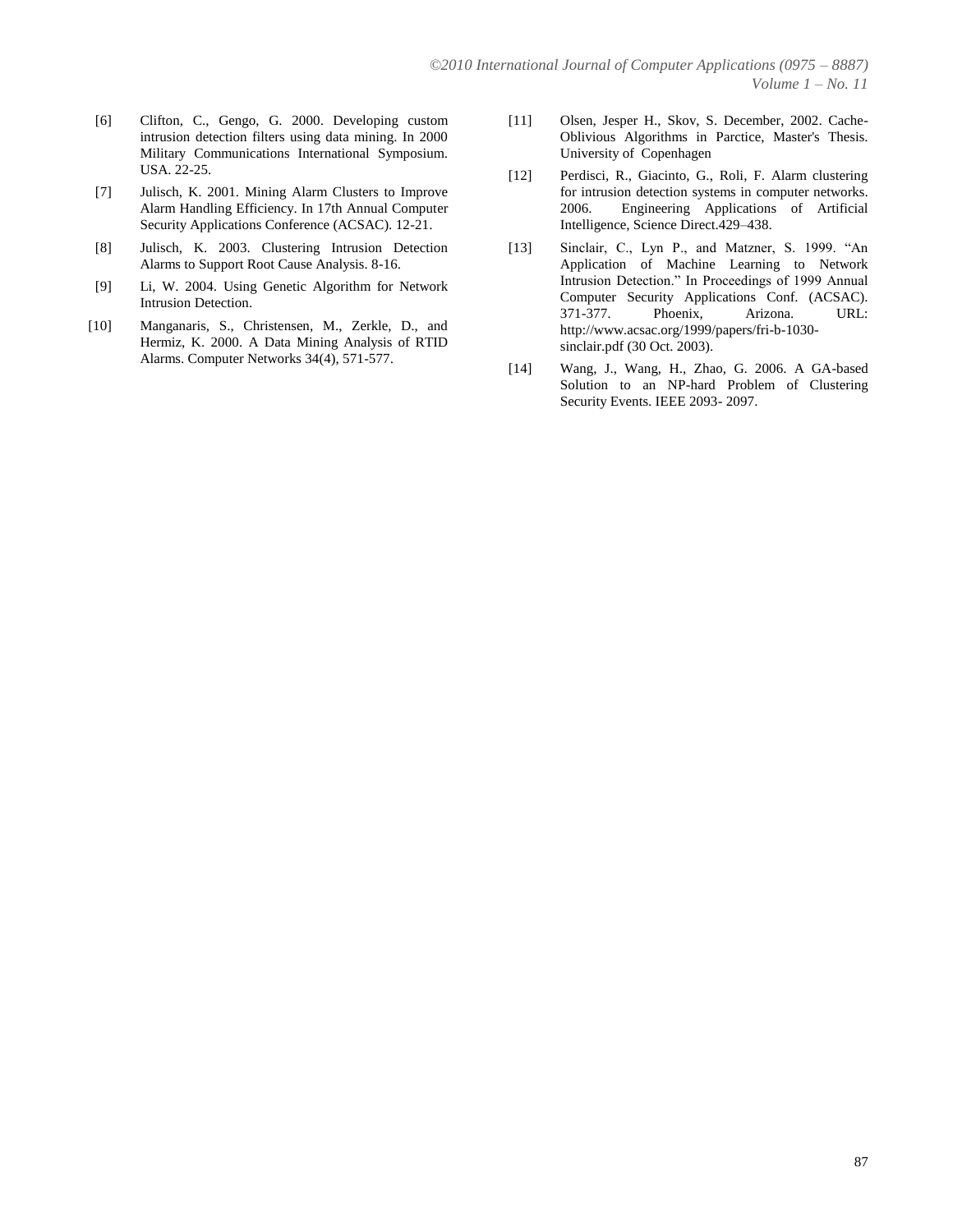[6] Clifton, C., Gengo, G. 2000. Developing custom intrusion detection filters using data mining. In 2000 Military Communications International Symposium. USA. 22-25.

[7] Julisch, K. 2001. Mining Alarm Clusters to Improve Alarm Handling Efficiency. In 17th Annual Computer Security Applications Conference (ACSAC). 12-21.

[8] Julisch, K. 2003. Clustering Intrusion Detection Alarms to Support Root Cause Analysis. 8-16.

[9] Li, W. 2004. Using Genetic Algorithm for Network Intrusion Detection.

[10] Manganaris, S., Christensen, M., Zerkle, D., and Hermiz, K. 2000. A Data Mining Analysis of RTID Alarms. Computer Networks 34(4), 571-577.

[11] Olsen, Jesper H., Skov, S. December, 2002. Cache-Oblivious Algorithms in Parctice, Master's Thesis. University of Copenhagen

[12] Perdisci, R., Giacinto, G., Roli, F. Alarm clustering for intrusion detection systems in computer networks. 2006. Engineering Applications of Artificial Intelligence, Science Direct.429–438.

[13] Sinclair, C., Lyn P., and Matzner, S. 1999. "An Application of Machine Learning to Network Intrusion Detection." In Proceedings of 1999 Annual Computer Security Applications Conf. (ACSAC). 371-377. Phoenix, Arizona. URL: http://www.acsac.org/1999/papers/fri-b-1030-sinclair.pdf (30 Oct. 2003).

[14] Wang, J., Wang, H., Zhao, G. 2006. A GA-based Solution to an NP-hard Problem of Clustering Security Events. IEEE 2093- 2097.